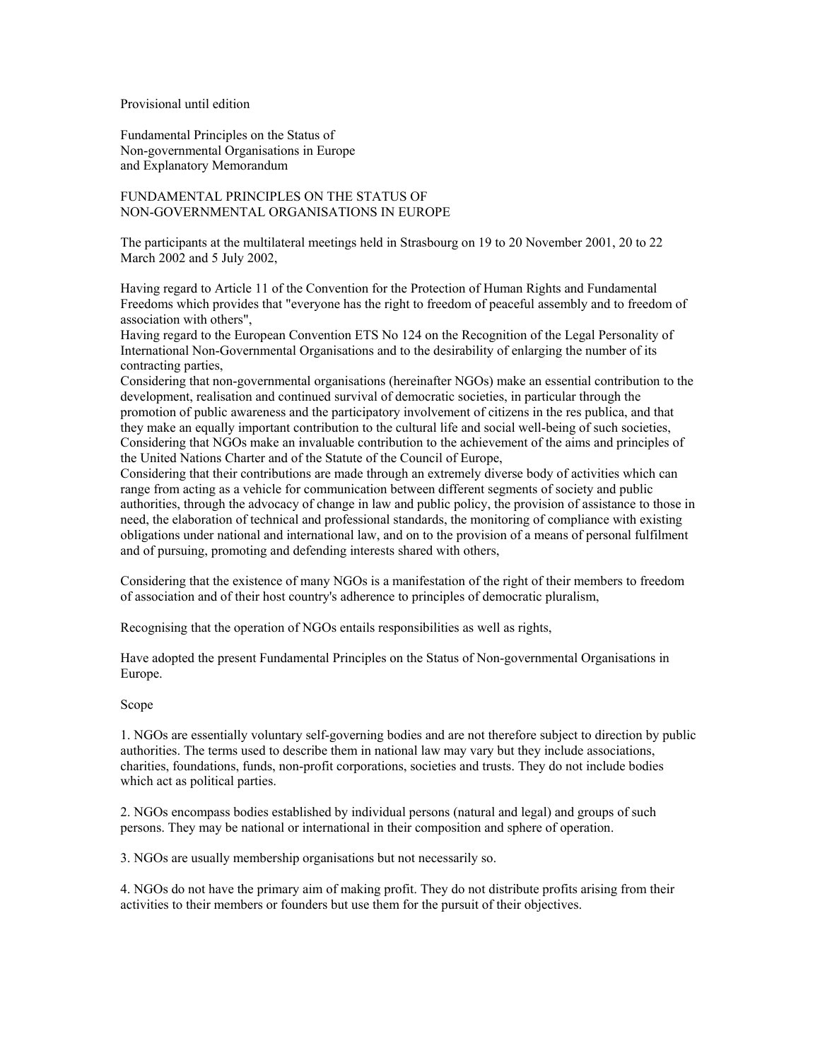Provisional until edition

# Fundamental Principles on the Status of Non-governmental Organisations in Europe and Explanatory Memorandum

## FUNDAMENTAL PRINCIPLES ON THE STATUS OF NON-GOVERNMENTAL ORGANISATIONS IN EUROPE

The participants at the multilateral meetings held in Strasbourg on 19 to 20 November 2001, 20 to 22 March 2002 and 5 July 2002,

Having regard to Article 11 of the Convention for the Protection of Human Rights and Fundamental Freedoms which provides that "everyone has the right to freedom of peaceful assembly and to freedom of association with others",

Having regard to the European Convention ETS No 124 on the Recognition of the Legal Personality of International Non-Governmental Organisations and to the desirability of enlarging the number of its contracting parties,

Considering that non-governmental organisations (hereinafter NGOs) make an essential contribution to the development, realisation and continued survival of democratic societies, in particular through the promotion of public awareness and the participatory involvement of citizens in the res publica, and that they make an equally important contribution to the cultural life and social well-being of such societies,

Considering that NGOs make an invaluable contribution to the achievement of the aims and principles of the United Nations Charter and of the Statute of the Council of Europe,

Considering that their contributions are made through an extremely diverse body of activities which can range from acting as a vehicle for communication between different segments of society and public authorities, through the advocacy of change in law and public policy, the provision of assistance to those in need, the elaboration of technical and professional standards, the monitoring of compliance with existing obligations under national and international law, and on to the provision of a means of personal fulfilment and of pursuing, promoting and defending interests shared with others,

Considering that the existence of many NGOs is a manifestation of the right of their members to freedom of association and of their host country's adherence to principles of democratic pluralism,

Recognising that the operation of NGOs entails responsibilities as well as rights,

Have adopted the present Fundamental Principles on the Status of Non-governmental Organisations in Europe.

### Scope

1. NGOs are essentially voluntary self-governing bodies and are not therefore subject to direction by public authorities. The terms used to describe them in national law may vary but they include associations, charities, foundations, funds, non-profit corporations, societies and trusts. They do not include bodies which act as political parties.

2. NGOs encompass bodies established by individual persons (natural and legal) and groups of such persons. They may be national or international in their composition and sphere of operation.

3. NGOs are usually membership organisations but not necessarily so.

4. NGOs do not have the primary aim of making profit. They do not distribute profits arising from their activities to their members or founders but use them for the pursuit of their objectives.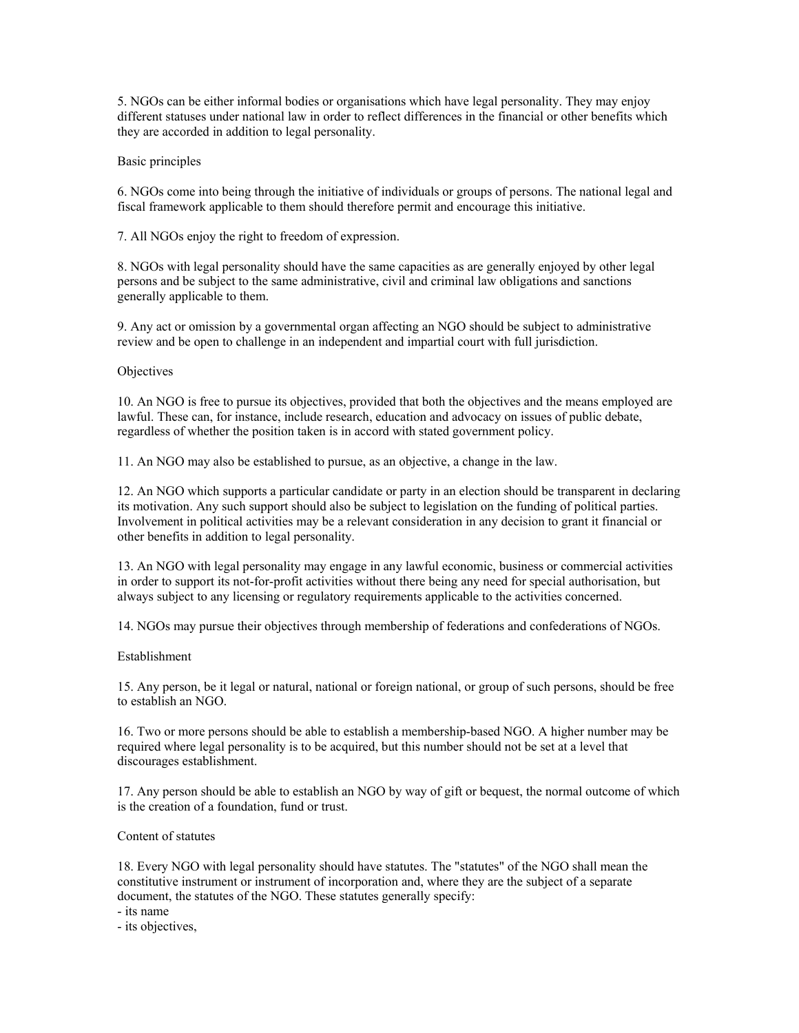5. NGOs can be either informal bodies or organisations which have legal personality. They may enjoy different statuses under national law in order to reflect differences in the financial or other benefits which they are accorded in addition to legal personality.

## Basic principles

6. NGOs come into being through the initiative of individuals or groups of persons. The national legal and fiscal framework applicable to them should therefore permit and encourage this initiative.

7. All NGOs enjoy the right to freedom of expression.

8. NGOs with legal personality should have the same capacities as are generally enjoyed by other legal persons and be subject to the same administrative, civil and criminal law obligations and sanctions generally applicable to them.

9. Any act or omission by a governmental organ affecting an NGO should be subject to administrative review and be open to challenge in an independent and impartial court with full jurisdiction.

## Objectives

10. An NGO is free to pursue its objectives, provided that both the objectives and the means employed are lawful. These can, for instance, include research, education and advocacy on issues of public debate, regardless of whether the position taken is in accord with stated government policy.

11. An NGO may also be established to pursue, as an objective, a change in the law.

12. An NGO which supports a particular candidate or party in an election should be transparent in declaring its motivation. Any such support should also be subject to legislation on the funding of political parties. Involvement in political activities may be a relevant consideration in any decision to grant it financial or other benefits in addition to legal personality.

13. An NGO with legal personality may engage in any lawful economic, business or commercial activities in order to support its not-for-profit activities without there being any need for special authorisation, but always subject to any licensing or regulatory requirements applicable to the activities concerned.

14. NGOs may pursue their objectives through membership of federations and confederations of NGOs.

## Establishment

15. Any person, be it legal or natural, national or foreign national, or group of such persons, should be free to establish an NGO.

16. Two or more persons should be able to establish a membership-based NGO. A higher number may be required where legal personality is to be acquired, but this number should not be set at a level that discourages establishment.

17. Any person should be able to establish an NGO by way of gift or bequest, the normal outcome of which is the creation of a foundation, fund or trust.

## Content of statutes

18. Every NGO with legal personality should have statutes. The "statutes" of the NGO shall mean the constitutive instrument or instrument of incorporation and, where they are the subject of a separate document, the statutes of the NGO. These statutes generally specify:

- its name
- its objectives,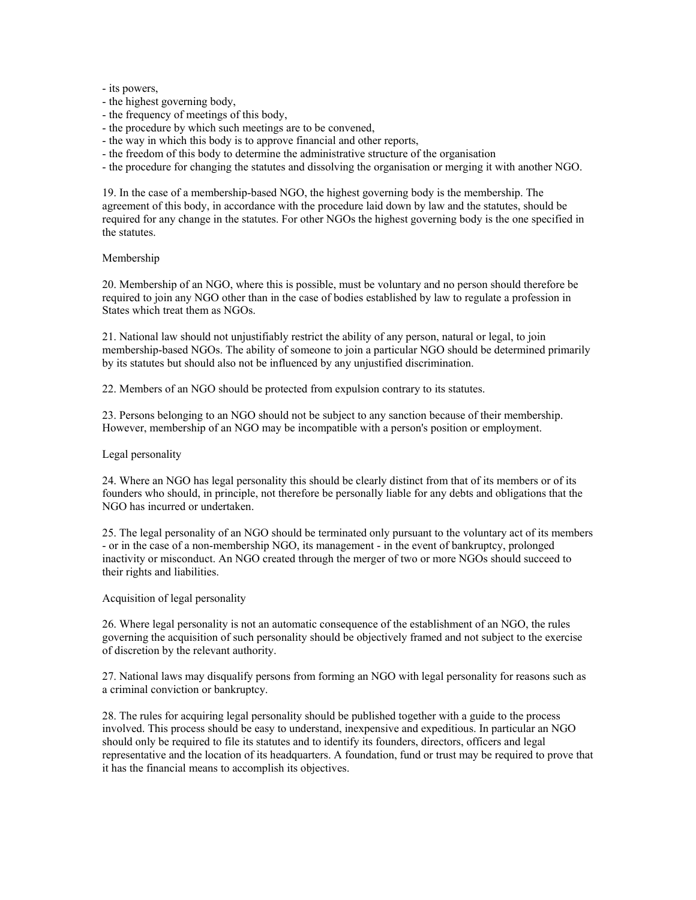- its powers,
- the highest governing body,
- the frequency of meetings of this body,
- the procedure by which such meetings are to be convened,
- the way in which this body is to approve financial and other reports,
- the freedom of this body to determine the administrative structure of the organisation
- the procedure for changing the statutes and dissolving the organisation or merging it with another NGO.

19. In the case of a membership-based NGO, the highest governing body is the membership. The agreement of this body, in accordance with the procedure laid down by law and the statutes, should be required for any change in the statutes. For other NGOs the highest governing body is the one specified in the statutes.

Membership

20. Membership of an NGO, where this is possible, must be voluntary and no person should therefore be required to join any NGO other than in the case of bodies established by law to regulate a profession in States which treat them as NGOs.

21. National law should not unjustifiably restrict the ability of any person, natural or legal, to join membership-based NGOs. The ability of someone to join a particular NGO should be determined primarily by its statutes but should also not be influenced by any unjustified discrimination.

22. Members of an NGO should be protected from expulsion contrary to its statutes.

23. Persons belonging to an NGO should not be subject to any sanction because of their membership. However, membership of an NGO may be incompatible with a person's position or employment.

Legal personality

24. Where an NGO has legal personality this should be clearly distinct from that of its members or of its founders who should, in principle, not therefore be personally liable for any debts and obligations that the NGO has incurred or undertaken.

25. The legal personality of an NGO should be terminated only pursuant to the voluntary act of its members - or in the case of a non-membership NGO, its management - in the event of bankruptcy, prolonged inactivity or misconduct. An NGO created through the merger of two or more NGOs should succeed to their rights and liabilities.

Acquisition of legal personality

26. Where legal personality is not an automatic consequence of the establishment of an NGO, the rules governing the acquisition of such personality should be objectively framed and not subject to the exercise of discretion by the relevant authority.

27. National laws may disqualify persons from forming an NGO with legal personality for reasons such as a criminal conviction or bankruptcy.

28. The rules for acquiring legal personality should be published together with a guide to the process involved. This process should be easy to understand, inexpensive and expeditious. In particular an NGO should only be required to file its statutes and to identify its founders, directors, officers and legal representative and the location of its headquarters. A foundation, fund or trust may be required to prove that it has the financial means to accomplish its objectives.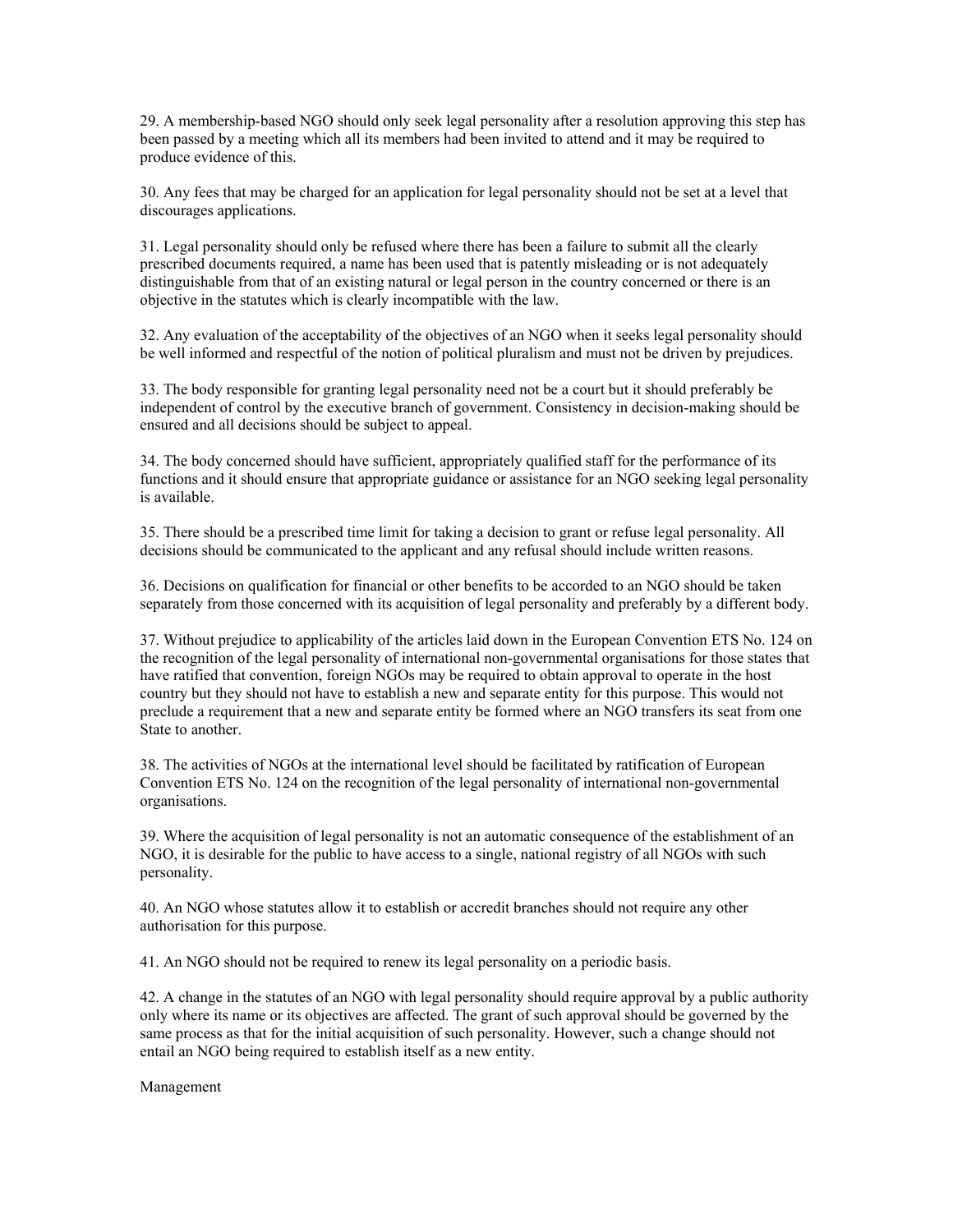29. A membership-based NGO should only seek legal personality after a resolution approving this step has been passed by a meeting which all its members had been invited to attend and it may be required to produce evidence of this.

30. Any fees that may be charged for an application for legal personality should not be set at a level that discourages applications.

31. Legal personality should only be refused where there has been a failure to submit all the clearly prescribed documents required, a name has been used that is patently misleading or is not adequately distinguishable from that of an existing natural or legal person in the country concerned or there is an objective in the statutes which is clearly incompatible with the law.

32. Any evaluation of the acceptability of the objectives of an NGO when it seeks legal personality should be well informed and respectful of the notion of political pluralism and must not be driven by prejudices.

33. The body responsible for granting legal personality need not be a court but it should preferably be independent of control by the executive branch of government. Consistency in decision-making should be ensured and all decisions should be subject to appeal.

34. The body concerned should have sufficient, appropriately qualified staff for the performance of its functions and it should ensure that appropriate guidance or assistance for an NGO seeking legal personality is available.

35. There should be a prescribed time limit for taking a decision to grant or refuse legal personality. All decisions should be communicated to the applicant and any refusal should include written reasons.

36. Decisions on qualification for financial or other benefits to be accorded to an NGO should be taken separately from those concerned with its acquisition of legal personality and preferably by a different body.

37. Without prejudice to applicability of the articles laid down in the European Convention ETS No. 124 on the recognition of the legal personality of international non-governmental organisations for those states that have ratified that convention, foreign NGOs may be required to obtain approval to operate in the host country but they should not have to establish a new and separate entity for this purpose. This would not preclude a requirement that a new and separate entity be formed where an NGO transfers its seat from one State to another.

38. The activities of NGOs at the international level should be facilitated by ratification of European Convention ETS No. 124 on the recognition of the legal personality of international non-governmental organisations.

39. Where the acquisition of legal personality is not an automatic consequence of the establishment of an NGO, it is desirable for the public to have access to a single, national registry of all NGOs with such personality.

40. An NGO whose statutes allow it to establish or accredit branches should not require any other authorisation for this purpose.

41. An NGO should not be required to renew its legal personality on a periodic basis.

42. A change in the statutes of an NGO with legal personality should require approval by a public authority only where its name or its objectives are affected. The grant of such approval should be governed by the same process as that for the initial acquisition of such personality. However, such a change should not entail an NGO being required to establish itself as a new entity.

Management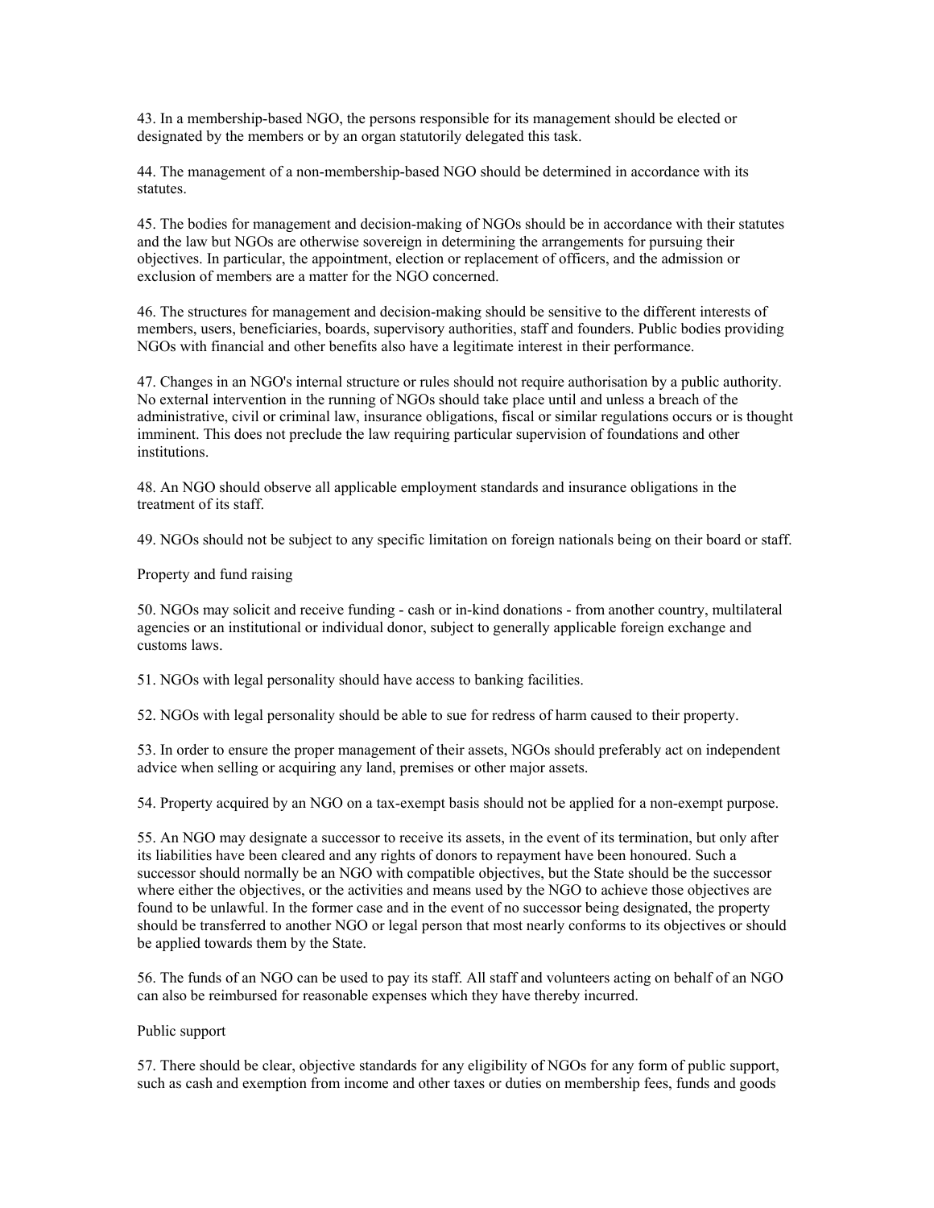43. In a membership-based NGO, the persons responsible for its management should be elected or designated by the members or by an organ statutorily delegated this task.

44. The management of a non-membership-based NGO should be determined in accordance with its statutes.

45. The bodies for management and decision-making of NGOs should be in accordance with their statutes and the law but NGOs are otherwise sovereign in determining the arrangements for pursuing their objectives. In particular, the appointment, election or replacement of officers, and the admission or exclusion of members are a matter for the NGO concerned.

46. The structures for management and decision-making should be sensitive to the different interests of members, users, beneficiaries, boards, supervisory authorities, staff and founders. Public bodies providing NGOs with financial and other benefits also have a legitimate interest in their performance.

47. Changes in an NGO's internal structure or rules should not require authorisation by a public authority. No external intervention in the running of NGOs should take place until and unless a breach of the administrative, civil or criminal law, insurance obligations, fiscal or similar regulations occurs or is thought imminent. This does not preclude the law requiring particular supervision of foundations and other institutions.

48. An NGO should observe all applicable employment standards and insurance obligations in the treatment of its staff.

49. NGOs should not be subject to any specific limitation on foreign nationals being on their board or staff.

Property and fund raising

50. NGOs may solicit and receive funding - cash or in-kind donations - from another country, multilateral agencies or an institutional or individual donor, subject to generally applicable foreign exchange and customs laws.

51. NGOs with legal personality should have access to banking facilities.

52. NGOs with legal personality should be able to sue for redress of harm caused to their property.

53. In order to ensure the proper management of their assets, NGOs should preferably act on independent advice when selling or acquiring any land, premises or other major assets.

54. Property acquired by an NGO on a tax-exempt basis should not be applied for a non-exempt purpose.

55. An NGO may designate a successor to receive its assets, in the event of its termination, but only after its liabilities have been cleared and any rights of donors to repayment have been honoured. Such a successor should normally be an NGO with compatible objectives, but the State should be the successor where either the objectives, or the activities and means used by the NGO to achieve those objectives are found to be unlawful. In the former case and in the event of no successor being designated, the property should be transferred to another NGO or legal person that most nearly conforms to its objectives or should be applied towards them by the State.

56. The funds of an NGO can be used to pay its staff. All staff and volunteers acting on behalf of an NGO can also be reimbursed for reasonable expenses which they have thereby incurred.

Public support

57. There should be clear, objective standards for any eligibility of NGOs for any form of public support, such as cash and exemption from income and other taxes or duties on membership fees, funds and goods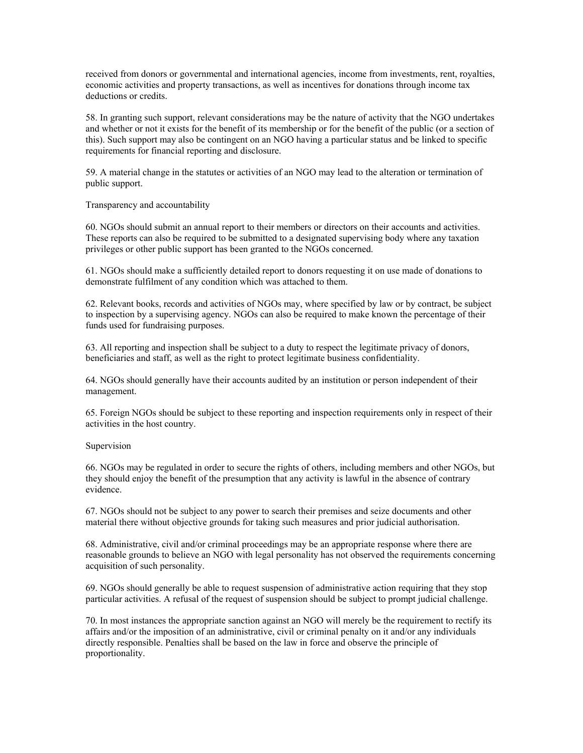received from donors or governmental and international agencies, income from investments, rent, royalties, economic activities and property transactions, as well as incentives for donations through income tax deductions or credits.

58. In granting such support, relevant considerations may be the nature of activity that the NGO undertakes and whether or not it exists for the benefit of its membership or for the benefit of the public (or a section of this). Such support may also be contingent on an NGO having a particular status and be linked to specific requirements for financial reporting and disclosure.

59. A material change in the statutes or activities of an NGO may lead to the alteration or termination of public support.

### Transparency and accountability

60. NGOs should submit an annual report to their members or directors on their accounts and activities. These reports can also be required to be submitted to a designated supervising body where any taxation privileges or other public support has been granted to the NGOs concerned.

61. NGOs should make a sufficiently detailed report to donors requesting it on use made of donations to demonstrate fulfilment of any condition which was attached to them.

62. Relevant books, records and activities of NGOs may, where specified by law or by contract, be subject to inspection by a supervising agency. NGOs can also be required to make known the percentage of their funds used for fundraising purposes.

63. All reporting and inspection shall be subject to a duty to respect the legitimate privacy of donors, beneficiaries and staff, as well as the right to protect legitimate business confidentiality.

64. NGOs should generally have their accounts audited by an institution or person independent of their management.

65. Foreign NGOs should be subject to these reporting and inspection requirements only in respect of their activities in the host country.

### Supervision

66. NGOs may be regulated in order to secure the rights of others, including members and other NGOs, but they should enjoy the benefit of the presumption that any activity is lawful in the absence of contrary evidence.

67. NGOs should not be subject to any power to search their premises and seize documents and other material there without objective grounds for taking such measures and prior judicial authorisation.

68. Administrative, civil and/or criminal proceedings may be an appropriate response where there are reasonable grounds to believe an NGO with legal personality has not observed the requirements concerning acquisition of such personality.

69. NGOs should generally be able to request suspension of administrative action requiring that they stop particular activities. A refusal of the request of suspension should be subject to prompt judicial challenge.

70. In most instances the appropriate sanction against an NGO will merely be the requirement to rectify its affairs and/or the imposition of an administrative, civil or criminal penalty on it and/or any individuals directly responsible. Penalties shall be based on the law in force and observe the principle of proportionality.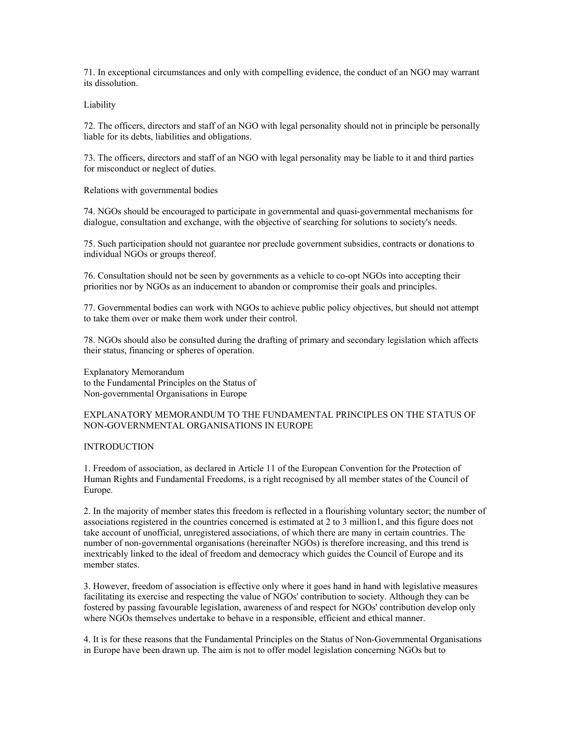71. In exceptional circumstances and only with compelling evidence, the conduct of an NGO may warrant its dissolution.

Liability

72. The officers, directors and staff of an NGO with legal personality should not in principle be personally liable for its debts, liabilities and obligations.

73. The officers, directors and staff of an NGO with legal personality may be liable to it and third parties for misconduct or neglect of duties.

Relations with governmental bodies

74. NGOs should be encouraged to participate in governmental and quasi-governmental mechanisms for dialogue, consultation and exchange, with the objective of searching for solutions to society's needs.

75. Such participation should not guarantee nor preclude government subsidies, contracts or donations to individual NGOs or groups thereof.

76. Consultation should not be seen by governments as a vehicle to co-opt NGOs into accepting their priorities nor by NGOs as an inducement to abandon or compromise their goals and principles.

77. Governmental bodies can work with NGOs to achieve public policy objectives, but should not attempt to take them over or make them work under their control.

78. NGOs should also be consulted during the drafting of primary and secondary legislation which affects their status, financing or spheres of operation.

Explanatory Memorandum
to the Fundamental Principles on the Status of
Non-governmental Organisations in Europe

EXPLANATORY MEMORANDUM TO THE FUNDAMENTAL PRINCIPLES ON THE STATUS OF NON-GOVERNMENTAL ORGANISATIONS IN EUROPE

INTRODUCTION

1. Freedom of association, as declared in Article 11 of the European Convention for the Protection of Human Rights and Fundamental Freedoms, is a right recognised by all member states of the Council of Europe.

2. In the majority of member states this freedom is reflected in a flourishing voluntary sector; the number of associations registered in the countries concerned is estimated at 2 to 3 million[1], and this figure does not take account of unofficial, unregistered associations, of which there are many in certain countries. The number of non-governmental organisations (hereinafter NGOs) is therefore increasing, and this trend is inextricably linked to the ideal of freedom and democracy which guides the Council of Europe and its member states.

3. However, freedom of association is effective only where it goes hand in hand with legislative measures facilitating its exercise and respecting the value of NGOs' contribution to society. Although they can be fostered by passing favourable legislation, awareness of and respect for NGOs' contribution develop only where NGOs themselves undertake to behave in a responsible, efficient and ethical manner.

4. It is for these reasons that the Fundamental Principles on the Status of Non-Governmental Organisations in Europe have been drawn up. The aim is not to offer model legislation concerning NGOs but to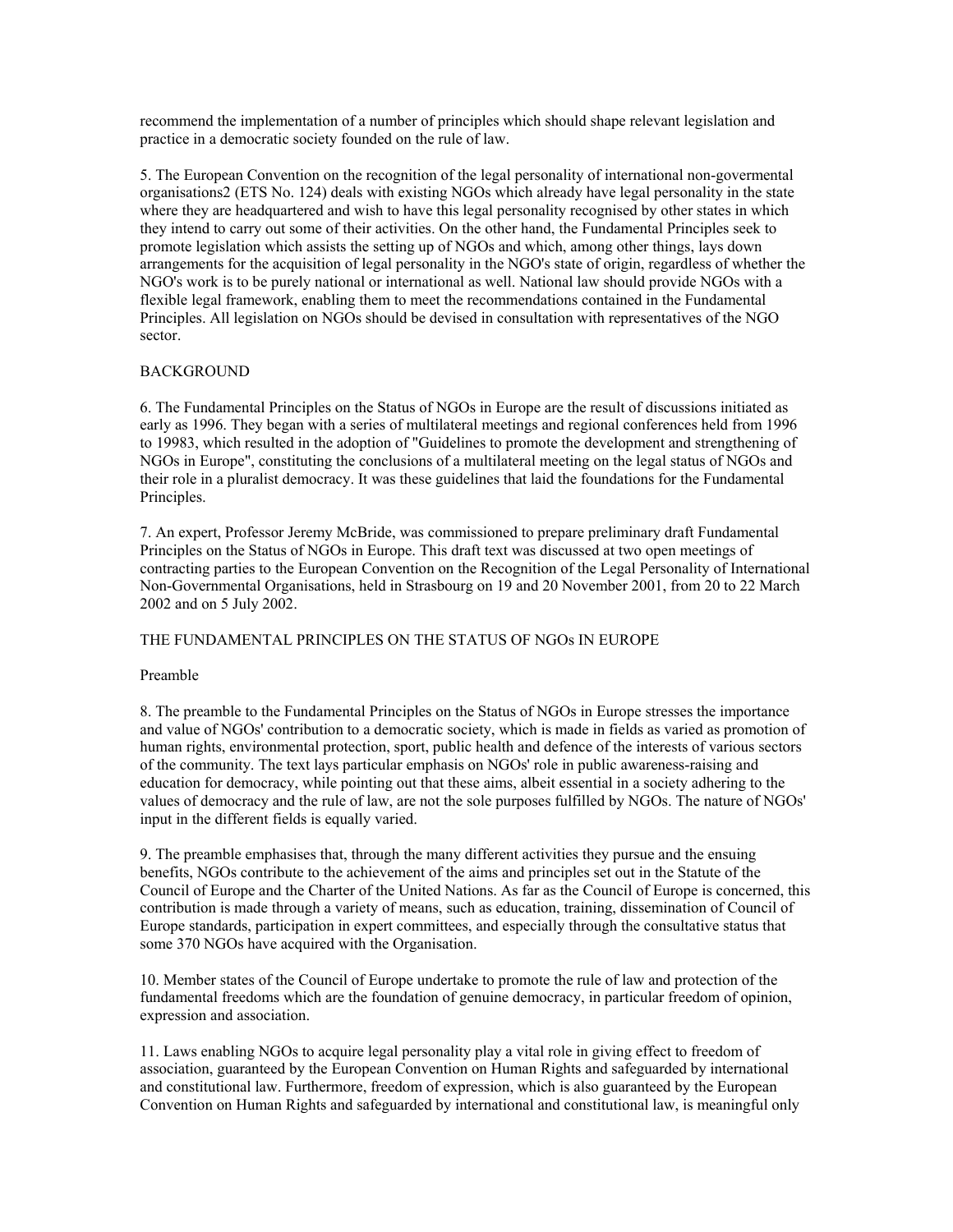recommend the implementation of a number of principles which should shape relevant legislation and practice in a democratic society founded on the rule of law.

5. The European Convention on the recognition of the legal personality of international non-govermental organisations[2] (ETS No. 124) deals with existing NGOs which already have legal personality in the state where they are headquartered and wish to have this legal personality recognised by other states in which they intend to carry out some of their activities. On the other hand, the Fundamental Principles seek to promote legislation which assists the setting up of NGOs and which, among other things, lays down arrangements for the acquisition of legal personality in the NGO's state of origin, regardless of whether the NGO's work is to be purely national or international as well. National law should provide NGOs with a flexible legal framework, enabling them to meet the recommendations contained in the Fundamental Principles. All legislation on NGOs should be devised in consultation with representatives of the NGO sector.

BACKGROUND

6. The Fundamental Principles on the Status of NGOs in Europe are the result of discussions initiated as early as 1996. They began with a series of multilateral meetings and regional conferences held from 1996 to 1998[3], which resulted in the adoption of "Guidelines to promote the development and strengthening of NGOs in Europe", constituting the conclusions of a multilateral meeting on the legal status of NGOs and their role in a pluralist democracy. It was these guidelines that laid the foundations for the Fundamental Principles.

7. An expert, Professor Jeremy McBride, was commissioned to prepare preliminary draft Fundamental Principles on the Status of NGOs in Europe. This draft text was discussed at two open meetings of contracting parties to the European Convention on the Recognition of the Legal Personality of International Non-Governmental Organisations, held in Strasbourg on 19 and 20 November 2001, from 20 to 22 March 2002 and on 5 July 2002.

THE FUNDAMENTAL PRINCIPLES ON THE STATUS OF NGOs IN EUROPE

Preamble

8. The preamble to the Fundamental Principles on the Status of NGOs in Europe stresses the importance and value of NGOs' contribution to a democratic society, which is made in fields as varied as promotion of human rights, environmental protection, sport, public health and defence of the interests of various sectors of the community. The text lays particular emphasis on NGOs' role in public awareness-raising and education for democracy, while pointing out that these aims, albeit essential in a society adhering to the values of democracy and the rule of law, are not the sole purposes fulfilled by NGOs. The nature of NGOs' input in the different fields is equally varied.

9. The preamble emphasises that, through the many different activities they pursue and the ensuing benefits, NGOs contribute to the achievement of the aims and principles set out in the Statute of the Council of Europe and the Charter of the United Nations. As far as the Council of Europe is concerned, this contribution is made through a variety of means, such as education, training, dissemination of Council of Europe standards, participation in expert committees, and especially through the consultative status that some 370 NGOs have acquired with the Organisation.

10. Member states of the Council of Europe undertake to promote the rule of law and protection of the fundamental freedoms which are the foundation of genuine democracy, in particular freedom of opinion, expression and association.

11. Laws enabling NGOs to acquire legal personality play a vital role in giving effect to freedom of association, guaranteed by the European Convention on Human Rights and safeguarded by international and constitutional law. Furthermore, freedom of expression, which is also guaranteed by the European Convention on Human Rights and safeguarded by international and constitutional law, is meaningful only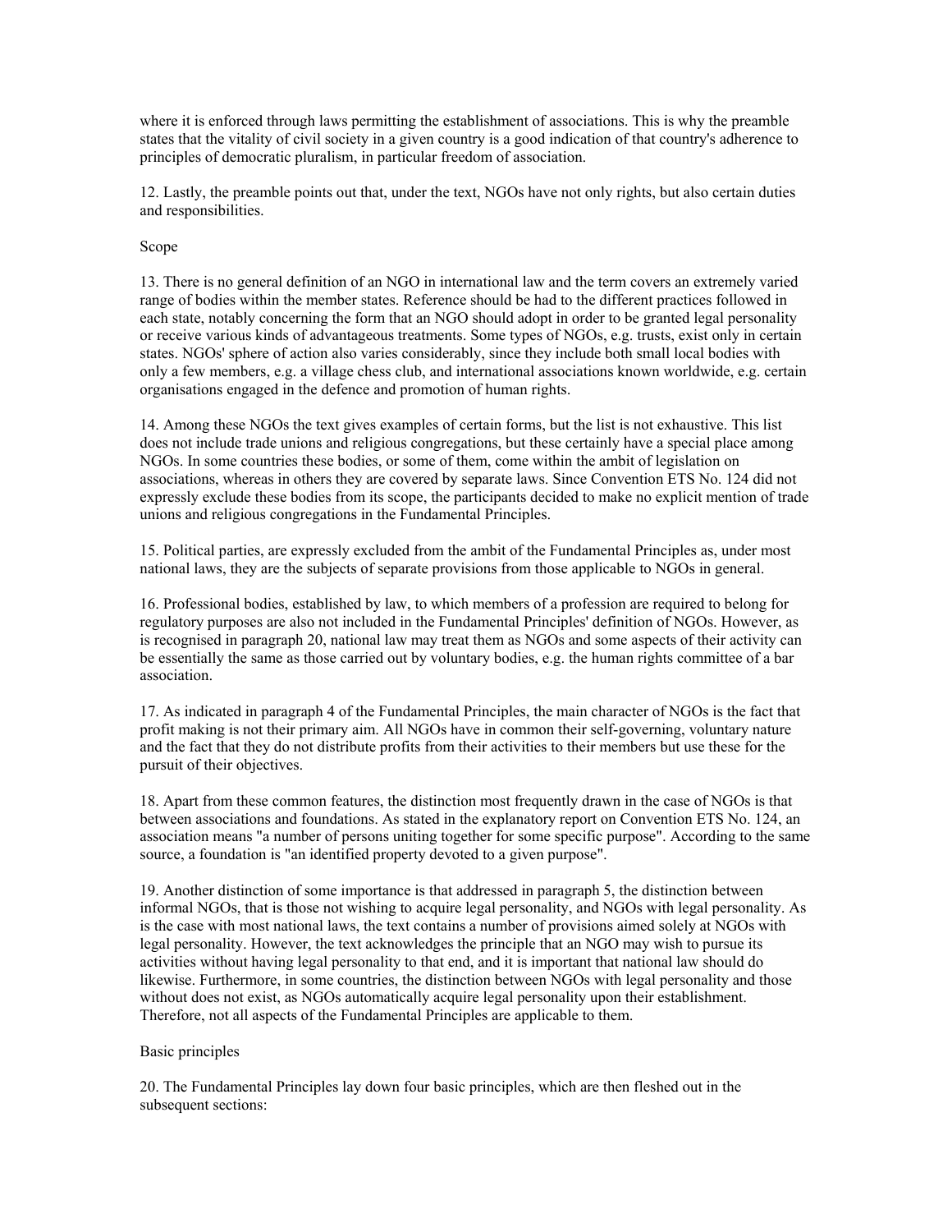where it is enforced through laws permitting the establishment of associations. This is why the preamble states that the vitality of civil society in a given country is a good indication of that country's adherence to principles of democratic pluralism, in particular freedom of association.

12. Lastly, the preamble points out that, under the text, NGOs have not only rights, but also certain duties and responsibilities.

## Scope

13. There is no general definition of an NGO in international law and the term covers an extremely varied range of bodies within the member states. Reference should be had to the different practices followed in each state, notably concerning the form that an NGO should adopt in order to be granted legal personality or receive various kinds of advantageous treatments. Some types of NGOs, e.g. trusts, exist only in certain states. NGOs' sphere of action also varies considerably, since they include both small local bodies with only a few members, e.g. a village chess club, and international associations known worldwide, e.g. certain organisations engaged in the defence and promotion of human rights.

14. Among these NGOs the text gives examples of certain forms, but the list is not exhaustive. This list does not include trade unions and religious congregations, but these certainly have a special place among NGOs. In some countries these bodies, or some of them, come within the ambit of legislation on associations, whereas in others they are covered by separate laws. Since Convention ETS No. 124 did not expressly exclude these bodies from its scope, the participants decided to make no explicit mention of trade unions and religious congregations in the Fundamental Principles.

15. Political parties, are expressly excluded from the ambit of the Fundamental Principles as, under most national laws, they are the subjects of separate provisions from those applicable to NGOs in general.

16. Professional bodies, established by law, to which members of a profession are required to belong for regulatory purposes are also not included in the Fundamental Principles' definition of NGOs. However, as is recognised in paragraph 20, national law may treat them as NGOs and some aspects of their activity can be essentially the same as those carried out by voluntary bodies, e.g. the human rights committee of a bar association.

17. As indicated in paragraph 4 of the Fundamental Principles, the main character of NGOs is the fact that profit making is not their primary aim. All NGOs have in common their self-governing, voluntary nature and the fact that they do not distribute profits from their activities to their members but use these for the pursuit of their objectives.

18. Apart from these common features, the distinction most frequently drawn in the case of NGOs is that between associations and foundations. As stated in the explanatory report on Convention ETS No. 124, an association means "a number of persons uniting together for some specific purpose". According to the same source, a foundation is "an identified property devoted to a given purpose".

19. Another distinction of some importance is that addressed in paragraph 5, the distinction between informal NGOs, that is those not wishing to acquire legal personality, and NGOs with legal personality. As is the case with most national laws, the text contains a number of provisions aimed solely at NGOs with legal personality. However, the text acknowledges the principle that an NGO may wish to pursue its activities without having legal personality to that end, and it is important that national law should do likewise. Furthermore, in some countries, the distinction between NGOs with legal personality and those without does not exist, as NGOs automatically acquire legal personality upon their establishment. Therefore, not all aspects of the Fundamental Principles are applicable to them.

## Basic principles

20. The Fundamental Principles lay down four basic principles, which are then fleshed out in the subsequent sections: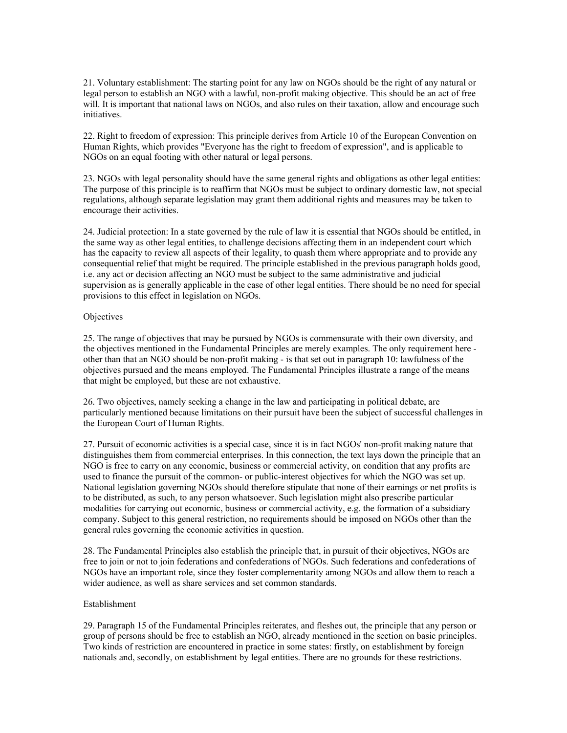21. Voluntary establishment: The starting point for any law on NGOs should be the right of any natural or legal person to establish an NGO with a lawful, non-profit making objective. This should be an act of free will. It is important that national laws on NGOs, and also rules on their taxation, allow and encourage such initiatives.

22. Right to freedom of expression: This principle derives from Article 10 of the European Convention on Human Rights, which provides "Everyone has the right to freedom of expression", and is applicable to NGOs on an equal footing with other natural or legal persons.

23. NGOs with legal personality should have the same general rights and obligations as other legal entities: The purpose of this principle is to reaffirm that NGOs must be subject to ordinary domestic law, not special regulations, although separate legislation may grant them additional rights and measures may be taken to encourage their activities.

24. Judicial protection: In a state governed by the rule of law it is essential that NGOs should be entitled, in the same way as other legal entities, to challenge decisions affecting them in an independent court which has the capacity to review all aspects of their legality, to quash them where appropriate and to provide any consequential relief that might be required. The principle established in the previous paragraph holds good, i.e. any act or decision affecting an NGO must be subject to the same administrative and judicial supervision as is generally applicable in the case of other legal entities. There should be no need for special provisions to this effect in legislation on NGOs.

Objectives

25. The range of objectives that may be pursued by NGOs is commensurate with their own diversity, and the objectives mentioned in the Fundamental Principles are merely examples. The only requirement here - other than that an NGO should be non-profit making - is that set out in paragraph 10: lawfulness of the objectives pursued and the means employed. The Fundamental Principles illustrate a range of the means that might be employed, but these are not exhaustive.

26. Two objectives, namely seeking a change in the law and participating in political debate, are particularly mentioned because limitations on their pursuit have been the subject of successful challenges in the European Court of Human Rights.

27. Pursuit of economic activities is a special case, since it is in fact NGOs' non-profit making nature that distinguishes them from commercial enterprises. In this connection, the text lays down the principle that an NGO is free to carry on any economic, business or commercial activity, on condition that any profits are used to finance the pursuit of the common- or public-interest objectives for which the NGO was set up. National legislation governing NGOs should therefore stipulate that none of their earnings or net profits is to be distributed, as such, to any person whatsoever. Such legislation might also prescribe particular modalities for carrying out economic, business or commercial activity, e.g. the formation of a subsidiary company. Subject to this general restriction, no requirements should be imposed on NGOs other than the general rules governing the economic activities in question.

28. The Fundamental Principles also establish the principle that, in pursuit of their objectives, NGOs are free to join or not to join federations and confederations of NGOs. Such federations and confederations of NGOs have an important role, since they foster complementarity among NGOs and allow them to reach a wider audience, as well as share services and set common standards.

Establishment

29. Paragraph 15 of the Fundamental Principles reiterates, and fleshes out, the principle that any person or group of persons should be free to establish an NGO, already mentioned in the section on basic principles. Two kinds of restriction are encountered in practice in some states: firstly, on establishment by foreign nationals and, secondly, on establishment by legal entities. There are no grounds for these restrictions.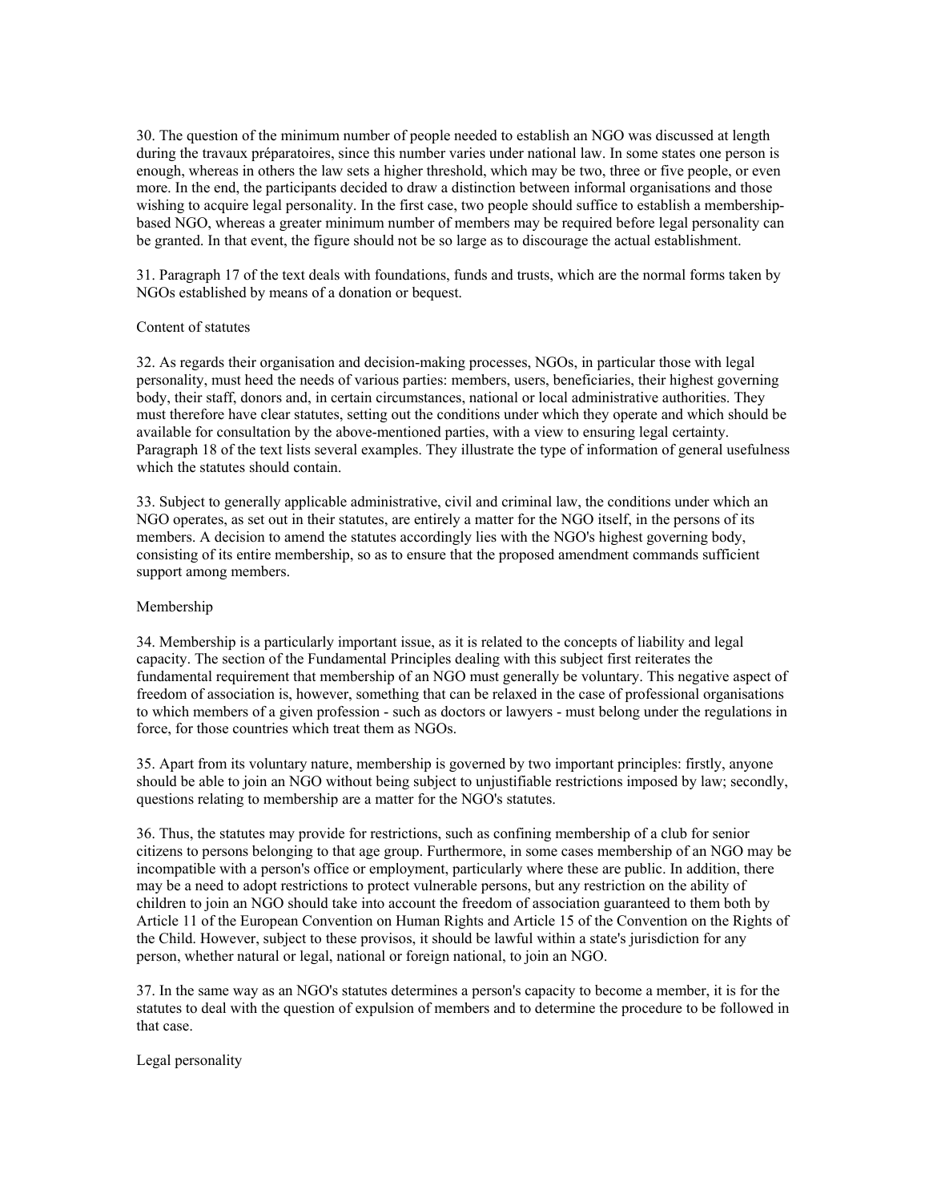30. The question of the minimum number of people needed to establish an NGO was discussed at length during the travaux préparatoires, since this number varies under national law. In some states one person is enough, whereas in others the law sets a higher threshold, which may be two, three or five people, or even more. In the end, the participants decided to draw a distinction between informal organisations and those wishing to acquire legal personality. In the first case, two people should suffice to establish a membership-based NGO, whereas a greater minimum number of members may be required before legal personality can be granted. In that event, the figure should not be so large as to discourage the actual establishment.

31. Paragraph 17 of the text deals with foundations, funds and trusts, which are the normal forms taken by NGOs established by means of a donation or bequest.

## Content of statutes

32. As regards their organisation and decision-making processes, NGOs, in particular those with legal personality, must heed the needs of various parties: members, users, beneficiaries, their highest governing body, their staff, donors and, in certain circumstances, national or local administrative authorities. They must therefore have clear statutes, setting out the conditions under which they operate and which should be available for consultation by the above-mentioned parties, with a view to ensuring legal certainty. Paragraph 18 of the text lists several examples. They illustrate the type of information of general usefulness which the statutes should contain.

33. Subject to generally applicable administrative, civil and criminal law, the conditions under which an NGO operates, as set out in their statutes, are entirely a matter for the NGO itself, in the persons of its members. A decision to amend the statutes accordingly lies with the NGO's highest governing body, consisting of its entire membership, so as to ensure that the proposed amendment commands sufficient support among members.

## Membership

34. Membership is a particularly important issue, as it is related to the concepts of liability and legal capacity. The section of the Fundamental Principles dealing with this subject first reiterates the fundamental requirement that membership of an NGO must generally be voluntary. This negative aspect of freedom of association is, however, something that can be relaxed in the case of professional organisations to which members of a given profession - such as doctors or lawyers - must belong under the regulations in force, for those countries which treat them as NGOs.

35. Apart from its voluntary nature, membership is governed by two important principles: firstly, anyone should be able to join an NGO without being subject to unjustifiable restrictions imposed by law; secondly, questions relating to membership are a matter for the NGO's statutes.

36. Thus, the statutes may provide for restrictions, such as confining membership of a club for senior citizens to persons belonging to that age group. Furthermore, in some cases membership of an NGO may be incompatible with a person's office or employment, particularly where these are public. In addition, there may be a need to adopt restrictions to protect vulnerable persons, but any restriction on the ability of children to join an NGO should take into account the freedom of association guaranteed to them both by Article 11 of the European Convention on Human Rights and Article 15 of the Convention on the Rights of the Child. However, subject to these provisos, it should be lawful within a state's jurisdiction for any person, whether natural or legal, national or foreign national, to join an NGO.

37. In the same way as an NGO's statutes determines a person's capacity to become a member, it is for the statutes to deal with the question of expulsion of members and to determine the procedure to be followed in that case.

## Legal personality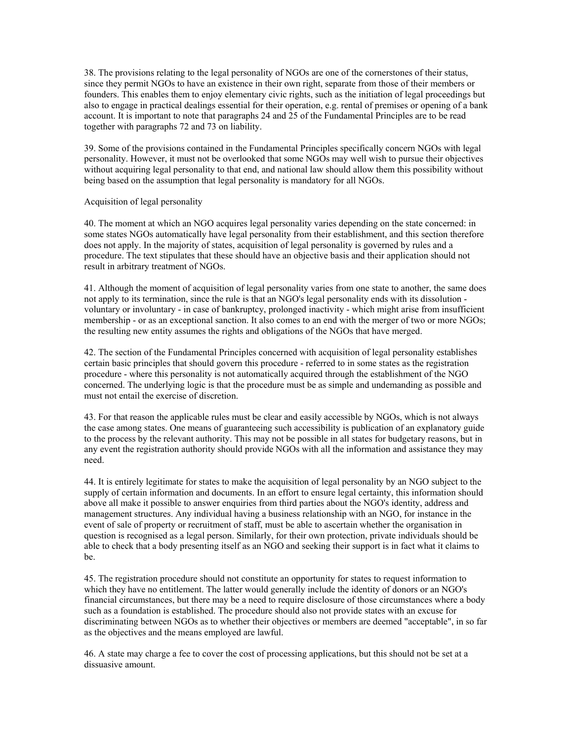38. The provisions relating to the legal personality of NGOs are one of the cornerstones of their status, since they permit NGOs to have an existence in their own right, separate from those of their members or founders. This enables them to enjoy elementary civic rights, such as the initiation of legal proceedings but also to engage in practical dealings essential for their operation, e.g. rental of premises or opening of a bank account. It is important to note that paragraphs 24 and 25 of the Fundamental Principles are to be read together with paragraphs 72 and 73 on liability.

39. Some of the provisions contained in the Fundamental Principles specifically concern NGOs with legal personality. However, it must not be overlooked that some NGOs may well wish to pursue their objectives without acquiring legal personality to that end, and national law should allow them this possibility without being based on the assumption that legal personality is mandatory for all NGOs.

Acquisition of legal personality

40. The moment at which an NGO acquires legal personality varies depending on the state concerned: in some states NGOs automatically have legal personality from their establishment, and this section therefore does not apply. In the majority of states, acquisition of legal personality is governed by rules and a procedure. The text stipulates that these should have an objective basis and their application should not result in arbitrary treatment of NGOs.

41. Although the moment of acquisition of legal personality varies from one state to another, the same does not apply to its termination, since the rule is that an NGO's legal personality ends with its dissolution - voluntary or involuntary - in case of bankruptcy, prolonged inactivity - which might arise from insufficient membership - or as an exceptional sanction. It also comes to an end with the merger of two or more NGOs; the resulting new entity assumes the rights and obligations of the NGOs that have merged.

42. The section of the Fundamental Principles concerned with acquisition of legal personality establishes certain basic principles that should govern this procedure - referred to in some states as the registration procedure - where this personality is not automatically acquired through the establishment of the NGO concerned. The underlying logic is that the procedure must be as simple and undemanding as possible and must not entail the exercise of discretion.

43. For that reason the applicable rules must be clear and easily accessible by NGOs, which is not always the case among states. One means of guaranteeing such accessibility is publication of an explanatory guide to the process by the relevant authority. This may not be possible in all states for budgetary reasons, but in any event the registration authority should provide NGOs with all the information and assistance they may need.

44. It is entirely legitimate for states to make the acquisition of legal personality by an NGO subject to the supply of certain information and documents. In an effort to ensure legal certainty, this information should above all make it possible to answer enquiries from third parties about the NGO's identity, address and management structures. Any individual having a business relationship with an NGO, for instance in the event of sale of property or recruitment of staff, must be able to ascertain whether the organisation in question is recognised as a legal person. Similarly, for their own protection, private individuals should be able to check that a body presenting itself as an NGO and seeking their support is in fact what it claims to be.

45. The registration procedure should not constitute an opportunity for states to request information to which they have no entitlement. The latter would generally include the identity of donors or an NGO's financial circumstances, but there may be a need to require disclosure of those circumstances where a body such as a foundation is established. The procedure should also not provide states with an excuse for discriminating between NGOs as to whether their objectives or members are deemed "acceptable", in so far as the objectives and the means employed are lawful.

46. A state may charge a fee to cover the cost of processing applications, but this should not be set at a dissuasive amount.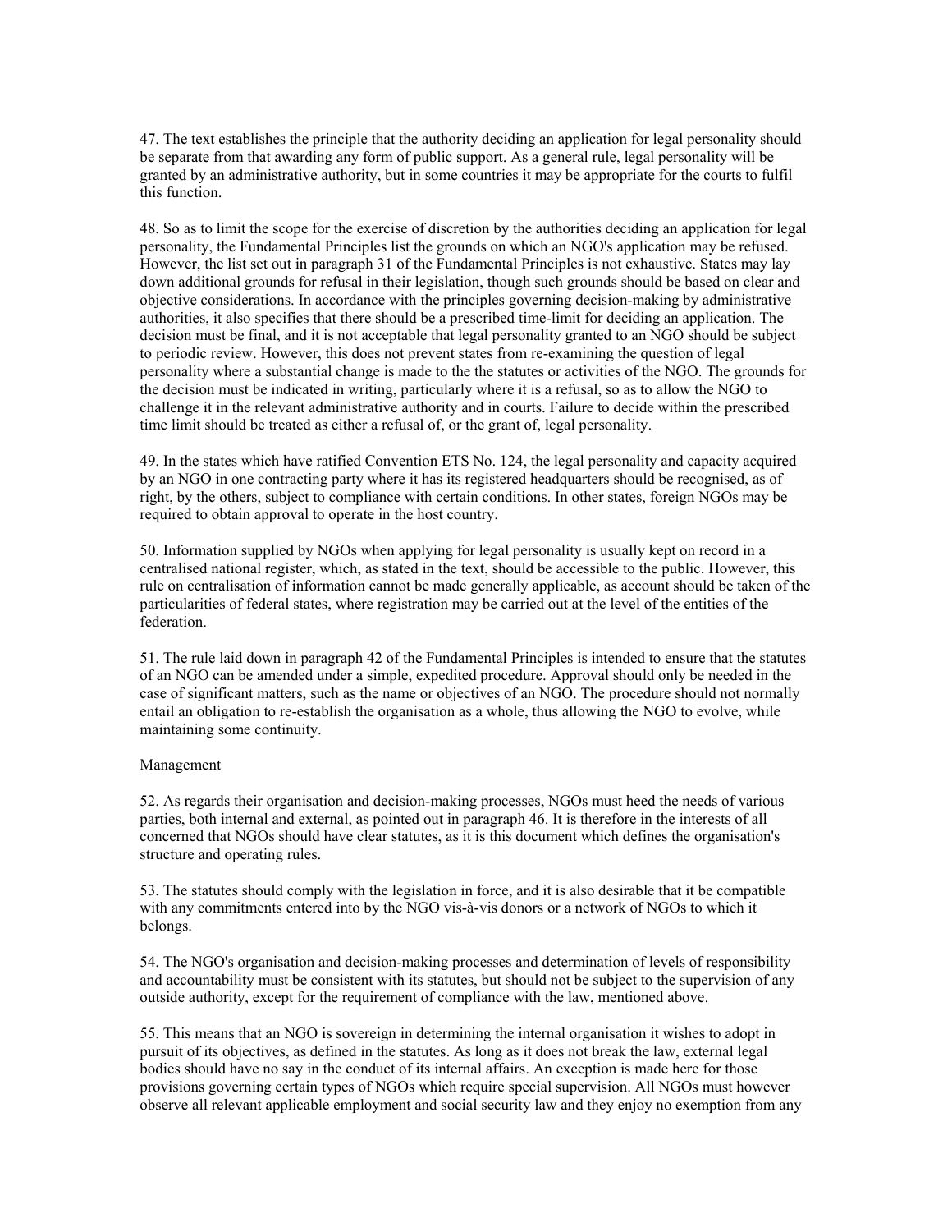47. The text establishes the principle that the authority deciding an application for legal personality should be separate from that awarding any form of public support. As a general rule, legal personality will be granted by an administrative authority, but in some countries it may be appropriate for the courts to fulfil this function.

48. So as to limit the scope for the exercise of discretion by the authorities deciding an application for legal personality, the Fundamental Principles list the grounds on which an NGO's application may be refused. However, the list set out in paragraph 31 of the Fundamental Principles is not exhaustive. States may lay down additional grounds for refusal in their legislation, though such grounds should be based on clear and objective considerations. In accordance with the principles governing decision-making by administrative authorities, it also specifies that there should be a prescribed time-limit for deciding an application. The decision must be final, and it is not acceptable that legal personality granted to an NGO should be subject to periodic review. However, this does not prevent states from re-examining the question of legal personality where a substantial change is made to the the statutes or activities of the NGO. The grounds for the decision must be indicated in writing, particularly where it is a refusal, so as to allow the NGO to challenge it in the relevant administrative authority and in courts. Failure to decide within the prescribed time limit should be treated as either a refusal of, or the grant of, legal personality.

49. In the states which have ratified Convention ETS No. 124, the legal personality and capacity acquired by an NGO in one contracting party where it has its registered headquarters should be recognised, as of right, by the others, subject to compliance with certain conditions. In other states, foreign NGOs may be required to obtain approval to operate in the host country.

50. Information supplied by NGOs when applying for legal personality is usually kept on record in a centralised national register, which, as stated in the text, should be accessible to the public. However, this rule on centralisation of information cannot be made generally applicable, as account should be taken of the particularities of federal states, where registration may be carried out at the level of the entities of the federation.

51. The rule laid down in paragraph 42 of the Fundamental Principles is intended to ensure that the statutes of an NGO can be amended under a simple, expedited procedure. Approval should only be needed in the case of significant matters, such as the name or objectives of an NGO. The procedure should not normally entail an obligation to re-establish the organisation as a whole, thus allowing the NGO to evolve, while maintaining some continuity.

Management

52. As regards their organisation and decision-making processes, NGOs must heed the needs of various parties, both internal and external, as pointed out in paragraph 46. It is therefore in the interests of all concerned that NGOs should have clear statutes, as it is this document which defines the organisation's structure and operating rules.

53. The statutes should comply with the legislation in force, and it is also desirable that it be compatible with any commitments entered into by the NGO vis-à-vis donors or a network of NGOs to which it belongs.

54. The NGO's organisation and decision-making processes and determination of levels of responsibility and accountability must be consistent with its statutes, but should not be subject to the supervision of any outside authority, except for the requirement of compliance with the law, mentioned above.

55. This means that an NGO is sovereign in determining the internal organisation it wishes to adopt in pursuit of its objectives, as defined in the statutes. As long as it does not break the law, external legal bodies should have no say in the conduct of its internal affairs. An exception is made here for those provisions governing certain types of NGOs which require special supervision. All NGOs must however observe all relevant applicable employment and social security law and they enjoy no exemption from any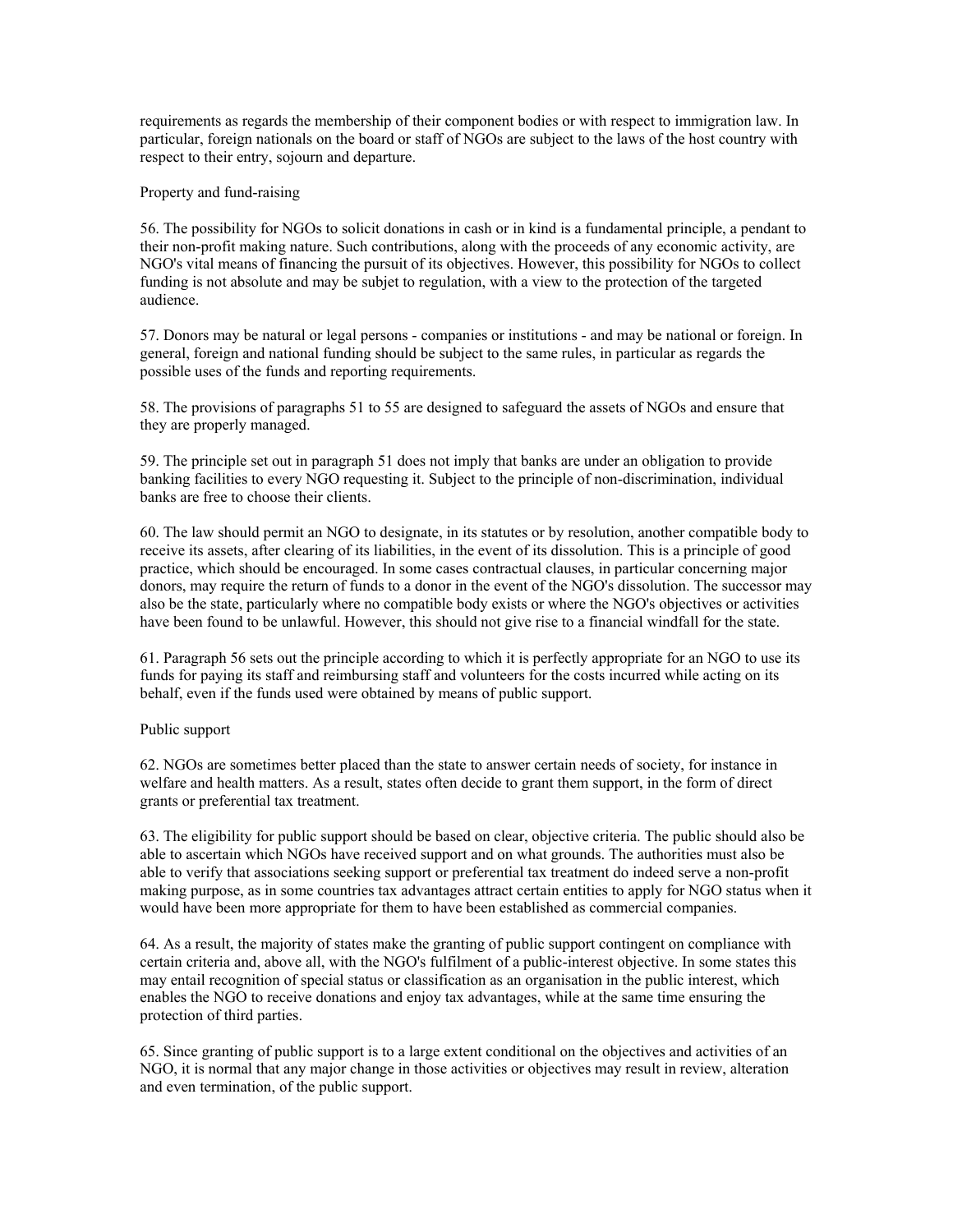requirements as regards the membership of their component bodies or with respect to immigration law. In particular, foreign nationals on the board or staff of NGOs are subject to the laws of the host country with respect to their entry, sojourn and departure.

Property and fund-raising

56. The possibility for NGOs to solicit donations in cash or in kind is a fundamental principle, a pendant to their non-profit making nature. Such contributions, along with the proceeds of any economic activity, are NGO's vital means of financing the pursuit of its objectives. However, this possibility for NGOs to collect funding is not absolute and may be subjet to regulation, with a view to the protection of the targeted audience.

57. Donors may be natural or legal persons - companies or institutions - and may be national or foreign. In general, foreign and national funding should be subject to the same rules, in particular as regards the possible uses of the funds and reporting requirements.

58. The provisions of paragraphs 51 to 55 are designed to safeguard the assets of NGOs and ensure that they are properly managed.

59. The principle set out in paragraph 51 does not imply that banks are under an obligation to provide banking facilities to every NGO requesting it. Subject to the principle of non-discrimination, individual banks are free to choose their clients.

60. The law should permit an NGO to designate, in its statutes or by resolution, another compatible body to receive its assets, after clearing of its liabilities, in the event of its dissolution. This is a principle of good practice, which should be encouraged. In some cases contractual clauses, in particular concerning major donors, may require the return of funds to a donor in the event of the NGO's dissolution. The successor may also be the state, particularly where no compatible body exists or where the NGO's objectives or activities have been found to be unlawful. However, this should not give rise to a financial windfall for the state.

61. Paragraph 56 sets out the principle according to which it is perfectly appropriate for an NGO to use its funds for paying its staff and reimbursing staff and volunteers for the costs incurred while acting on its behalf, even if the funds used were obtained by means of public support.

Public support

62. NGOs are sometimes better placed than the state to answer certain needs of society, for instance in welfare and health matters. As a result, states often decide to grant them support, in the form of direct grants or preferential tax treatment.

63. The eligibility for public support should be based on clear, objective criteria. The public should also be able to ascertain which NGOs have received support and on what grounds. The authorities must also be able to verify that associations seeking support or preferential tax treatment do indeed serve a non-profit making purpose, as in some countries tax advantages attract certain entities to apply for NGO status when it would have been more appropriate for them to have been established as commercial companies.

64. As a result, the majority of states make the granting of public support contingent on compliance with certain criteria and, above all, with the NGO's fulfilment of a public-interest objective. In some states this may entail recognition of special status or classification as an organisation in the public interest, which enables the NGO to receive donations and enjoy tax advantages, while at the same time ensuring the protection of third parties.

65. Since granting of public support is to a large extent conditional on the objectives and activities of an NGO, it is normal that any major change in those activities or objectives may result in review, alteration and even termination, of the public support.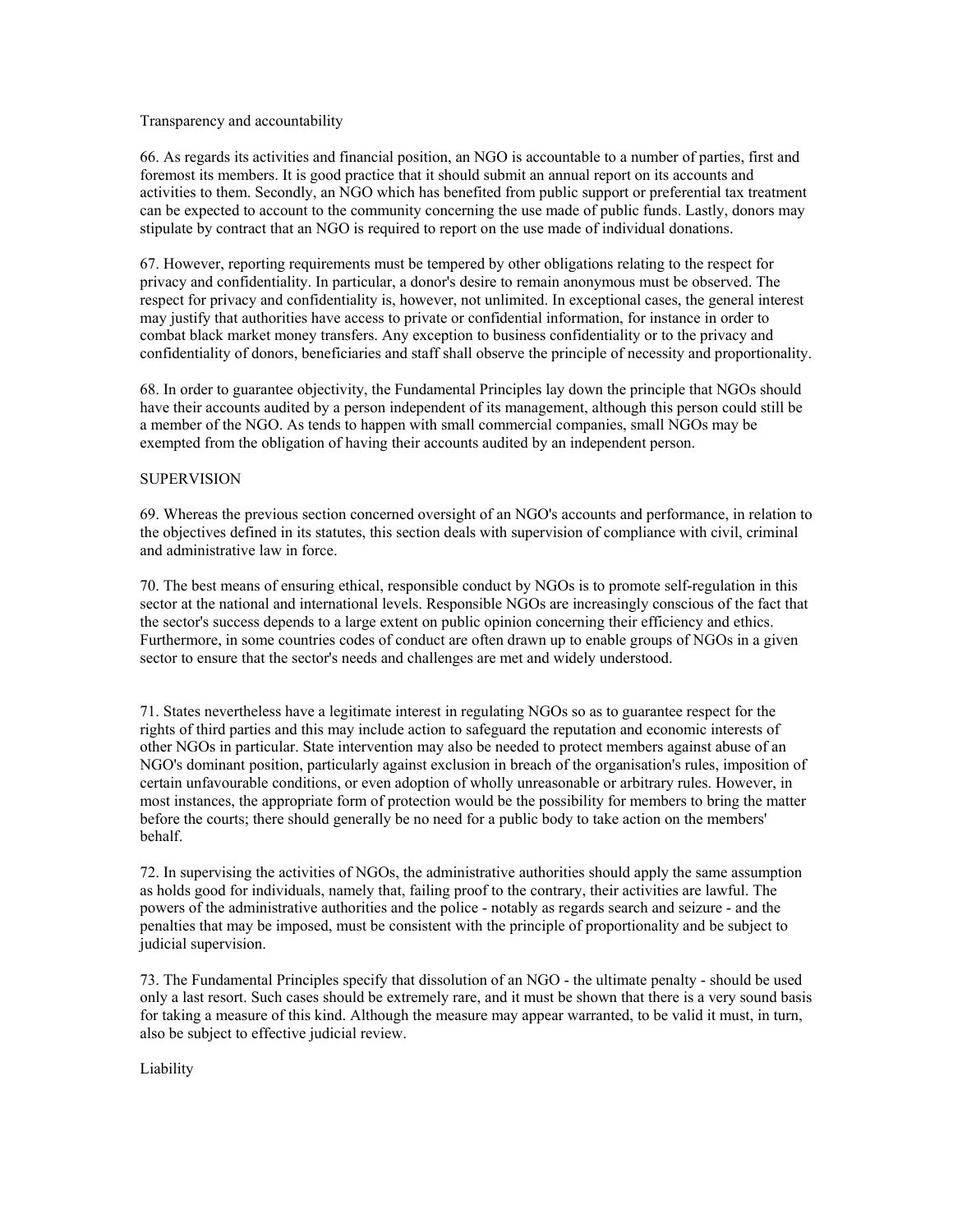Transparency and accountability

66. As regards its activities and financial position, an NGO is accountable to a number of parties, first and foremost its members. It is good practice that it should submit an annual report on its accounts and activities to them. Secondly, an NGO which has benefited from public support or preferential tax treatment can be expected to account to the community concerning the use made of public funds. Lastly, donors may stipulate by contract that an NGO is required to report on the use made of individual donations.

67. However, reporting requirements must be tempered by other obligations relating to the respect for privacy and confidentiality. In particular, a donor's desire to remain anonymous must be observed. The respect for privacy and confidentiality is, however, not unlimited. In exceptional cases, the general interest may justify that authorities have access to private or confidential information, for instance in order to combat black market money transfers. Any exception to business confidentiality or to the privacy and confidentiality of donors, beneficiaries and staff shall observe the principle of necessity and proportionality.

68. In order to guarantee objectivity, the Fundamental Principles lay down the principle that NGOs should have their accounts audited by a person independent of its management, although this person could still be a member of the NGO. As tends to happen with small commercial companies, small NGOs may be exempted from the obligation of having their accounts audited by an independent person.

SUPERVISION

69. Whereas the previous section concerned oversight of an NGO's accounts and performance, in relation to the objectives defined in its statutes, this section deals with supervision of compliance with civil, criminal and administrative law in force.

70. The best means of ensuring ethical, responsible conduct by NGOs is to promote self-regulation in this sector at the national and international levels. Responsible NGOs are increasingly conscious of the fact that the sector's success depends to a large extent on public opinion concerning their efficiency and ethics. Furthermore, in some countries codes of conduct are often drawn up to enable groups of NGOs in a given sector to ensure that the sector's needs and challenges are met and widely understood.

71. States nevertheless have a legitimate interest in regulating NGOs so as to guarantee respect for the rights of third parties and this may include action to safeguard the reputation and economic interests of other NGOs in particular. State intervention may also be needed to protect members against abuse of an NGO's dominant position, particularly against exclusion in breach of the organisation's rules, imposition of certain unfavourable conditions, or even adoption of wholly unreasonable or arbitrary rules. However, in most instances, the appropriate form of protection would be the possibility for members to bring the matter before the courts; there should generally be no need for a public body to take action on the members' behalf.

72. In supervising the activities of NGOs, the administrative authorities should apply the same assumption as holds good for individuals, namely that, failing proof to the contrary, their activities are lawful. The powers of the administrative authorities and the police - notably as regards search and seizure - and the penalties that may be imposed, must be consistent with the principle of proportionality and be subject to judicial supervision.

73. The Fundamental Principles specify that dissolution of an NGO - the ultimate penalty - should be used only a last resort. Such cases should be extremely rare, and it must be shown that there is a very sound basis for taking a measure of this kind. Although the measure may appear warranted, to be valid it must, in turn, also be subject to effective judicial review.

Liability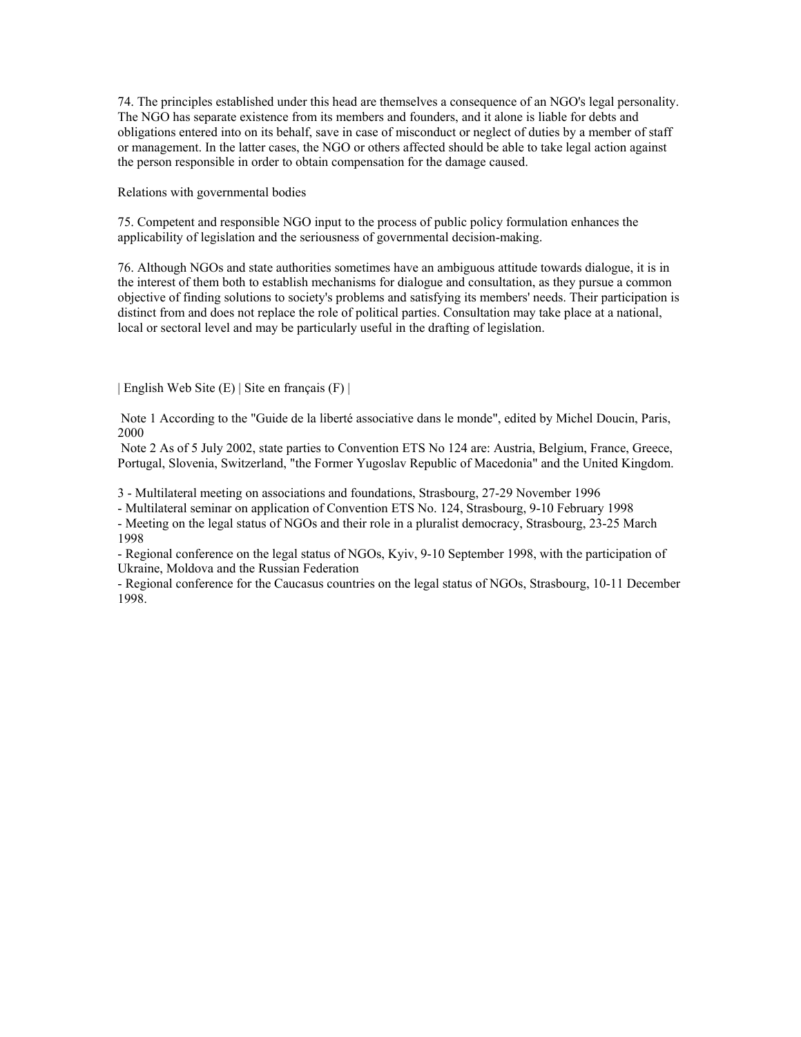74. The principles established under this head are themselves a consequence of an NGO's legal personality. The NGO has separate existence from its members and founders, and it alone is liable for debts and obligations entered into on its behalf, save in case of misconduct or neglect of duties by a member of staff or management. In the latter cases, the NGO or others affected should be able to take legal action against the person responsible in order to obtain compensation for the damage caused.

Relations with governmental bodies

75. Competent and responsible NGO input to the process of public policy formulation enhances the applicability of legislation and the seriousness of governmental decision-making.

76. Although NGOs and state authorities sometimes have an ambiguous attitude towards dialogue, it is in the interest of them both to establish mechanisms for dialogue and consultation, as they pursue a common objective of finding solutions to society's problems and satisfying its members' needs. Their participation is distinct from and does not replace the role of political parties. Consultation may take place at a national, local or sectoral level and may be particularly useful in the drafting of legislation.

| English Web Site (E) | Site en français (F) |

Note 1 According to the "Guide de la liberté associative dans le monde", edited by Michel Doucin, Paris, 2000

Note 2 As of 5 July 2002, state parties to Convention ETS No 124 are: Austria, Belgium, France, Greece, Portugal, Slovenia, Switzerland, "the Former Yugoslav Republic of Macedonia" and the United Kingdom.

3 - Multilateral meeting on associations and foundations, Strasbourg, 27-29 November 1996
- Multilateral seminar on application of Convention ETS No. 124, Strasbourg, 9-10 February 1998
- Meeting on the legal status of NGOs and their role in a pluralist democracy, Strasbourg, 23-25 March 1998
- Regional conference on the legal status of NGOs, Kyiv, 9-10 September 1998, with the participation of Ukraine, Moldova and the Russian Federation
- Regional conference for the Caucasus countries on the legal status of NGOs, Strasbourg, 10-11 December 1998.